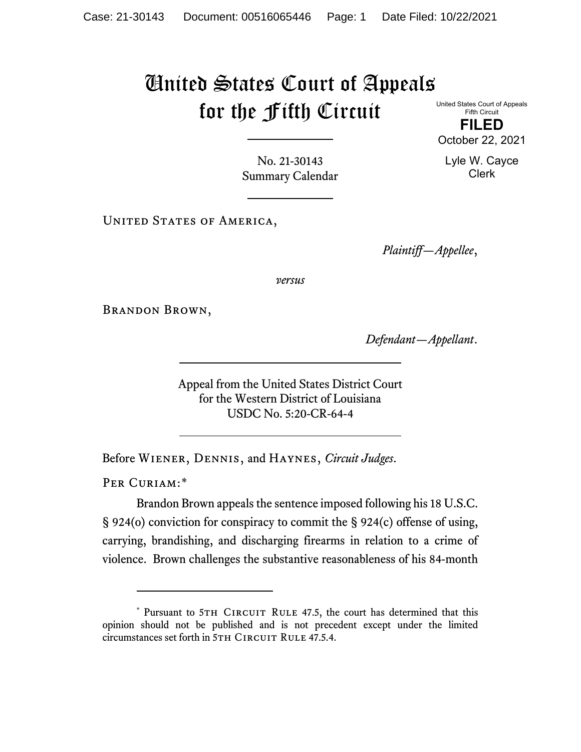# United States Court of Appeals for the Fifth Circuit

United States Court of Appeals
Fifth Circuit

**FILED**

October 22, 2021

Lyle W. Cayce
Clerk

No. 21-30143
Summary Calendar

---

United States of America,

*Plaintiff—Appellee*,

*versus*

Brandon Brown,

*Defendant—Appellant*.

---

Appeal from the United States District Court
for the Western District of Louisiana
USDC No. 5:20-CR-64-4

---

Before Wiener, Dennis, and Haynes, *Circuit Judges*.

Per Curiam:*

Brandon Brown appeals the sentence imposed following his 18 U.S.C. § 924(o) conviction for conspiracy to commit the § 924(c) offense of using, carrying, brandishing, and discharging firearms in relation to a crime of violence. Brown challenges the substantive reasonableness of his 84-month

---

\* Pursuant to 5th Circuit Rule 47.5, the court has determined that this opinion should not be published and is not precedent except under the limited circumstances set forth in 5th Circuit Rule 47.5.4.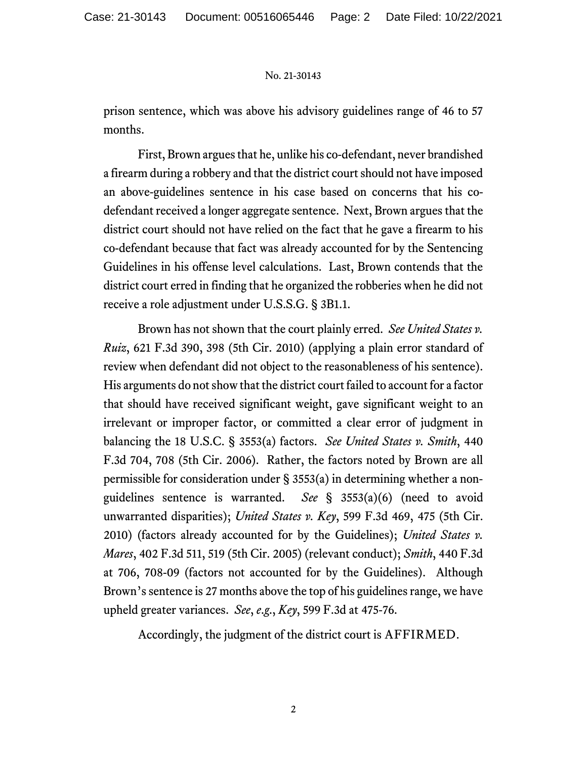prison sentence, which was above his advisory guidelines range of 46 to 57 months.

First, Brown argues that he, unlike his co-defendant, never brandished a firearm during a robbery and that the district court should not have imposed an above-guidelines sentence in his case based on concerns that his co-defendant received a longer aggregate sentence. Next, Brown argues that the district court should not have relied on the fact that he gave a firearm to his co-defendant because that fact was already accounted for by the Sentencing Guidelines in his offense level calculations. Last, Brown contends that the district court erred in finding that he organized the robberies when he did not receive a role adjustment under U.S.S.G. § 3B1.1.

Brown has not shown that the court plainly erred. *See United States v. Ruiz*, 621 F.3d 390, 398 (5th Cir. 2010) (applying a plain error standard of review when defendant did not object to the reasonableness of his sentence). His arguments do not show that the district court failed to account for a factor that should have received significant weight, gave significant weight to an irrelevant or improper factor, or committed a clear error of judgment in balancing the 18 U.S.C. § 3553(a) factors. *See United States v. Smith*, 440 F.3d 704, 708 (5th Cir. 2006). Rather, the factors noted by Brown are all permissible for consideration under § 3553(a) in determining whether a non-guidelines sentence is warranted. *See* § 3553(a)(6) (need to avoid unwarranted disparities); *United States v. Key*, 599 F.3d 469, 475 (5th Cir. 2010) (factors already accounted for by the Guidelines); *United States v. Mares*, 402 F.3d 511, 519 (5th Cir. 2005) (relevant conduct); *Smith*, 440 F.3d at 706, 708-09 (factors not accounted for by the Guidelines). Although Brown's sentence is 27 months above the top of his guidelines range, we have upheld greater variances. *See*, *e.g.*, *Key*, 599 F.3d at 475-76.

Accordingly, the judgment of the district court is AFFIRMED.